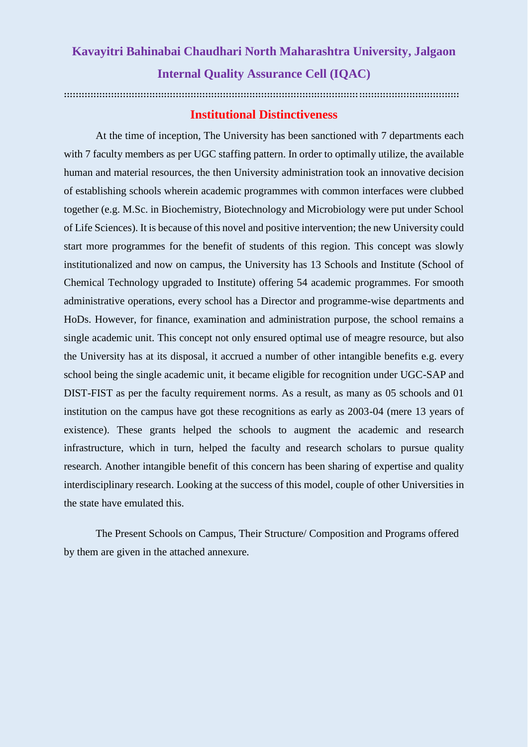# Kavayitri Bahinabai Chaudhari North Maharashtra University, Jalgaon

## Internal Quality Assurance Cell (IQAC)

### Institutional Distinctiveness

At the time of inception, The University has been sanctioned with 7 departments each with 7 faculty members as per UGC staffing pattern. In order to optimally utilize, the available human and material resources, the then University administration took an innovative decision of establishing schools wherein academic programmes with common interfaces were clubbed together (e.g. M.Sc. in Biochemistry, Biotechnology and Microbiology were put under School of Life Sciences). It is because of this novel and positive intervention; the new University could start more programmes for the benefit of students of this region. This concept was slowly institutionalized and now on campus, the University has 13 Schools and Institute (School of Chemical Technology upgraded to Institute) offering 54 academic programmes. For smooth administrative operations, every school has a Director and programme-wise departments and HoDs. However, for finance, examination and administration purpose, the school remains a single academic unit. This concept not only ensured optimal use of meagre resource, but also the University has at its disposal, it accrued a number of other intangible benefits e.g. every school being the single academic unit, it became eligible for recognition under UGC-SAP and DIST-FIST as per the faculty requirement norms. As a result, as many as 05 schools and 01 institution on the campus have got these recognitions as early as 2003-04 (mere 13 years of existence). These grants helped the schools to augment the academic and research infrastructure, which in turn, helped the faculty and research scholars to pursue quality research. Another intangible benefit of this concern has been sharing of expertise and quality interdisciplinary research. Looking at the success of this model, couple of other Universities in the state have emulated this.

The Present Schools on Campus, Their Structure/ Composition and Programs offered by them are given in the attached annexure.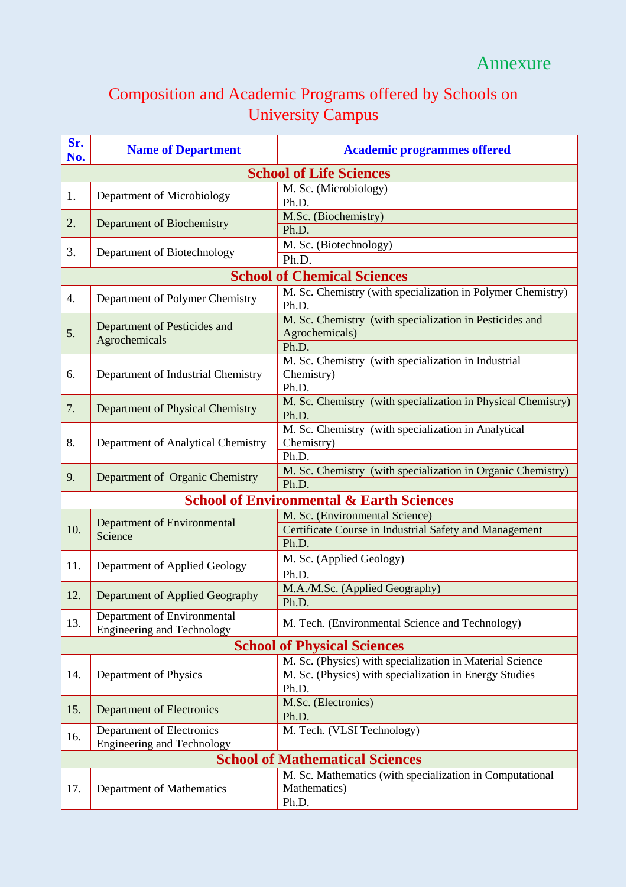Annexure

# Composition and Academic Programs offered by Schools on University Campus

| Sr. No. | Name of Department | Academic programmes offered |
|---|---|---|
| **School of Life Sciences** | | |
| 1. | Department of Microbiology | M. Sc. (Microbiology) |
| | | Ph.D. |
| 2. | Department of Biochemistry | M.Sc. (Biochemistry) |
| | | Ph.D. |
| 3. | Department of Biotechnology | M. Sc. (Biotechnology) |
| | | Ph.D. |
| **School of Chemical Sciences** | | |
| 4. | Department of Polymer Chemistry | M. Sc. Chemistry (with specialization in Polymer Chemistry) |
| | | Ph.D. |
| 5. | Department of Pesticides and Agrochemicals | M. Sc. Chemistry (with specialization in Pesticides and Agrochemicals) |
| | | Ph.D. |
| 6. | Department of Industrial Chemistry | M. Sc. Chemistry (with specialization in Industrial Chemistry) |
| | | Ph.D. |
| 7. | Department of Physical Chemistry | M. Sc. Chemistry (with specialization in Physical Chemistry) |
| | | Ph.D. |
| 8. | Department of Analytical Chemistry | M. Sc. Chemistry (with specialization in Analytical Chemistry) |
| | | Ph.D. |
| 9. | Department of Organic Chemistry | M. Sc. Chemistry (with specialization in Organic Chemistry) |
| | | Ph.D. |
| **School of Environmental & Earth Sciences** | | |
| 10. | Department of Environmental Science | M. Sc. (Environmental Science) |
| | | Certificate Course in Industrial Safety and Management |
| | | Ph.D. |
| 11. | Department of Applied Geology | M. Sc. (Applied Geology) |
| | | Ph.D. |
| 12. | Department of Applied Geography | M.A./M.Sc. (Applied Geography) |
| | | Ph.D. |
| 13. | Department of Environmental Engineering and Technology | M. Tech. (Environmental Science and Technology) |
| **School of Physical Sciences** | | |
| 14. | Department of Physics | M. Sc. (Physics) with specialization in Material Science |
| | | M. Sc. (Physics) with specialization in Energy Studies |
| | | Ph.D. |
| 15. | Department of Electronics | M.Sc. (Electronics) |
| | | Ph.D. |
| 16. | Department of Electronics Engineering and Technology | M. Tech. (VLSI Technology) |
| **School of Mathematical Sciences** | | |
| 17. | Department of Mathematics | M. Sc. Mathematics (with specialization in Computational Mathematics) |
| | | Ph.D. |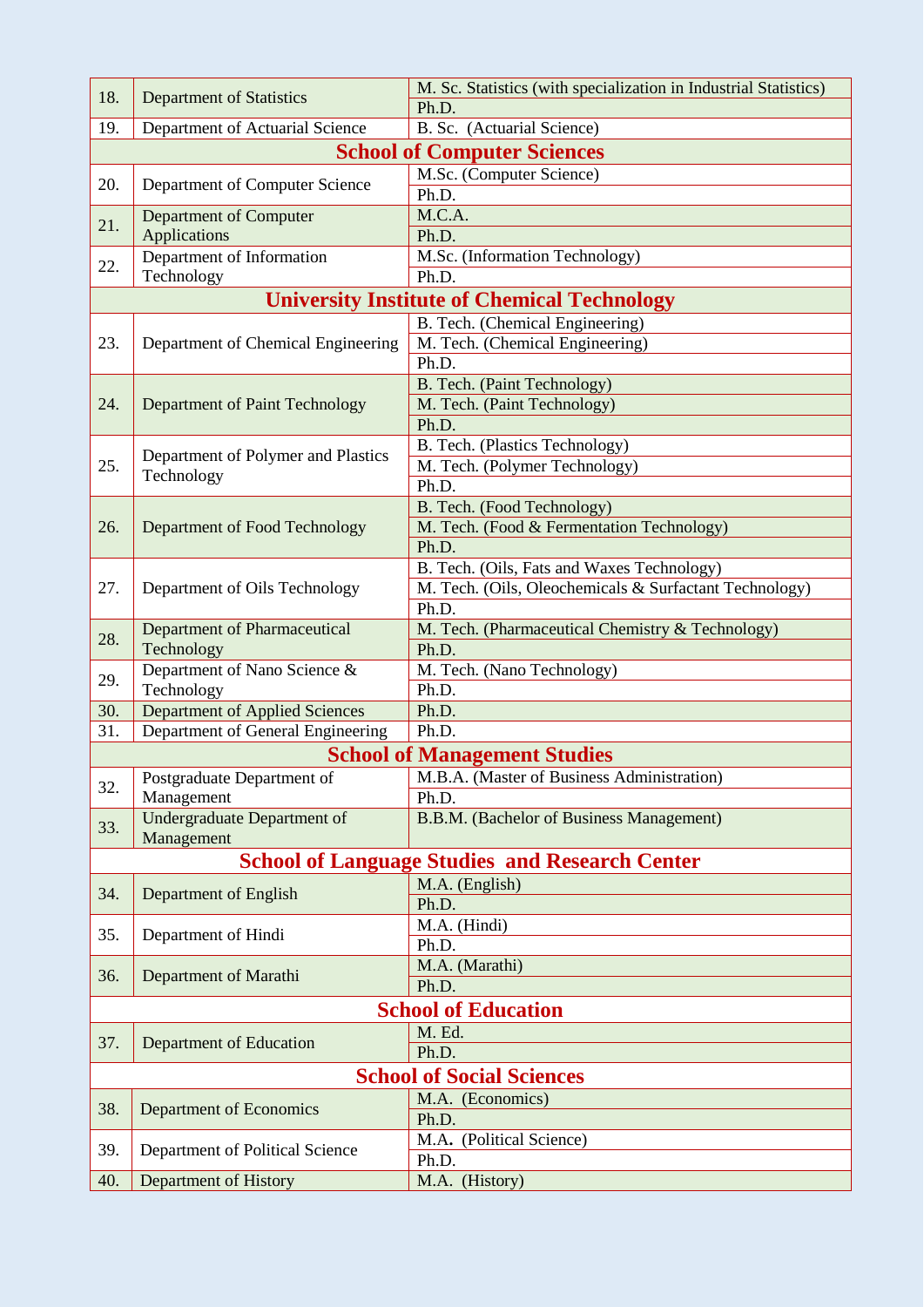| | | |
|---|---|---|
| 18. | Department of Statistics | M. Sc. Statistics (with specialization in Industrial Statistics) |
| | | Ph.D. |
| 19. | Department of Actuarial Science | B. Sc. (Actuarial Science) |
| **School of Computer Sciences** | | |
| 20. | Department of Computer Science | M.Sc. (Computer Science) |
| | | Ph.D. |
| 21. | Department of Computer Applications | M.C.A. |
| | | Ph.D. |
| 22. | Department of Information Technology | M.Sc. (Information Technology) |
| | | Ph.D. |
| **University Institute of Chemical Technology** | | |
| 23. | Department of Chemical Engineering | B. Tech. (Chemical Engineering) |
| | | M. Tech. (Chemical Engineering) |
| | | Ph.D. |
| 24. | Department of Paint Technology | B. Tech. (Paint Technology) |
| | | M. Tech. (Paint Technology) |
| | | Ph.D. |
| 25. | Department of Polymer and Plastics Technology | B. Tech. (Plastics Technology) |
| | | M. Tech. (Polymer Technology) |
| | | Ph.D. |
| 26. | Department of Food Technology | B. Tech. (Food Technology) |
| | | M. Tech. (Food & Fermentation Technology) |
| | | Ph.D. |
| 27. | Department of Oils Technology | B. Tech. (Oils, Fats and Waxes Technology) |
| | | M. Tech. (Oils, Oleochemicals & Surfactant Technology) |
| | | Ph.D. |
| 28. | Department of Pharmaceutical Technology | M. Tech. (Pharmaceutical Chemistry & Technology) |
| | | Ph.D. |
| 29. | Department of Nano Science & Technology | M. Tech. (Nano Technology) |
| | | Ph.D. |
| 30. | Department of Applied Sciences | Ph.D. |
| 31. | Department of General Engineering | Ph.D. |
| **School of Management Studies** | | |
| 32. | Postgraduate Department of Management | M.B.A. (Master of Business Administration) |
| | | Ph.D. |
| 33. | Undergraduate Department of Management | B.B.M. (Bachelor of Business Management) |
| **School of Language Studies and Research Center** | | |
| 34. | Department of English | M.A. (English) |
| | | Ph.D. |
| 35. | Department of Hindi | M.A. (Hindi) |
| | | Ph.D. |
| 36. | Department of Marathi | M.A. (Marathi) |
| | | Ph.D. |
| **School of Education** | | |
| 37. | Department of Education | M. Ed. |
| | | Ph.D. |
| **School of Social Sciences** | | |
| 38. | Department of Economics | M.A. (Economics) |
| | | Ph.D. |
| 39. | Department of Political Science | M.A. (Political Science) |
| | | Ph.D. |
| 40. | Department of History | M.A. (History) |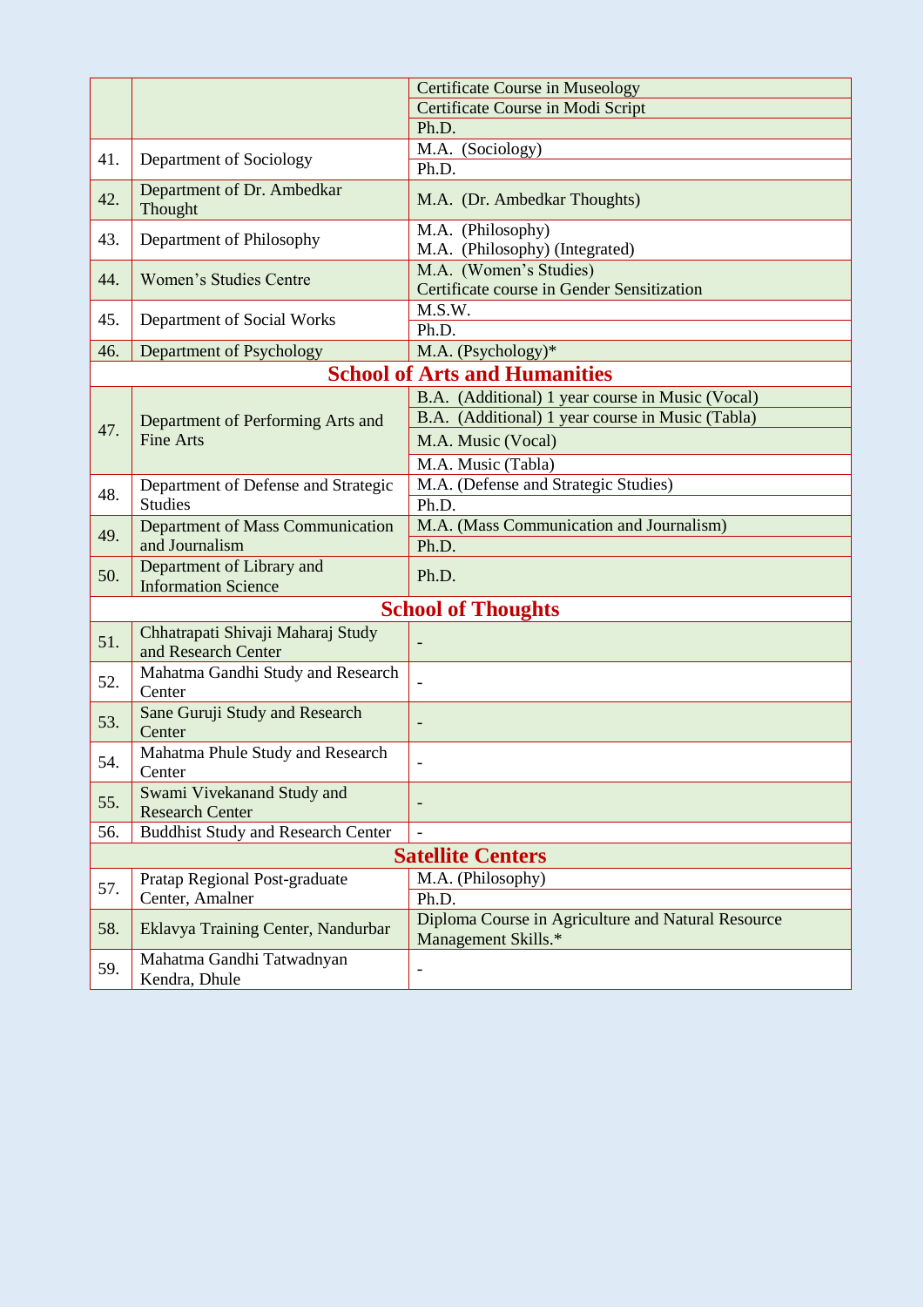| | | |
|---|---|---|
| | | Certificate Course in Museology |
| | | Certificate Course in Modi Script |
| | | Ph.D. |
| 41. | Department of Sociology | M.A. (Sociology) |
| | | Ph.D. |
| 42. | Department of Dr. Ambedkar Thought | M.A. (Dr. Ambedkar Thoughts) |
| 43. | Department of Philosophy | M.A. (Philosophy)<br>M.A. (Philosophy) (Integrated) |
| 44. | Women's Studies Centre | M.A. (Women's Studies)<br>Certificate course in Gender Sensitization |
| 45. | Department of Social Works | M.S.W. |
| | | Ph.D. |
| 46. | Department of Psychology | M.A. (Psychology)* |
| **School of Arts and Humanities** | | |
| 47. | Department of Performing Arts and Fine Arts | B.A. (Additional) 1 year course in Music (Vocal) |
| | | B.A. (Additional) 1 year course in Music (Tabla) |
| | | M.A. Music (Vocal) |
| | | M.A. Music (Tabla) |
| 48. | Department of Defense and Strategic Studies | M.A. (Defense and Strategic Studies) |
| | | Ph.D. |
| 49. | Department of Mass Communication and Journalism | M.A. (Mass Communication and Journalism) |
| | | Ph.D. |
| 50. | Department of Library and Information Science | Ph.D. |
| **School of Thoughts** | | |
| 51. | Chhatrapati Shivaji Maharaj Study and Research Center | - |
| 52. | Mahatma Gandhi Study and Research Center | - |
| 53. | Sane Guruji Study and Research Center | - |
| 54. | Mahatma Phule Study and Research Center | - |
| 55. | Swami Vivekanand Study and Research Center | - |
| 56. | Buddhist Study and Research Center | - |
| **Satellite Centers** | | |
| 57. | Pratap Regional Post-graduate Center, Amalner | M.A. (Philosophy) |
| | | Ph.D. |
| 58. | Eklavya Training Center, Nandurbar | Diploma Course in Agriculture and Natural Resource Management Skills.* |
| 59. | Mahatma Gandhi Tatwadnyan Kendra, Dhule | - |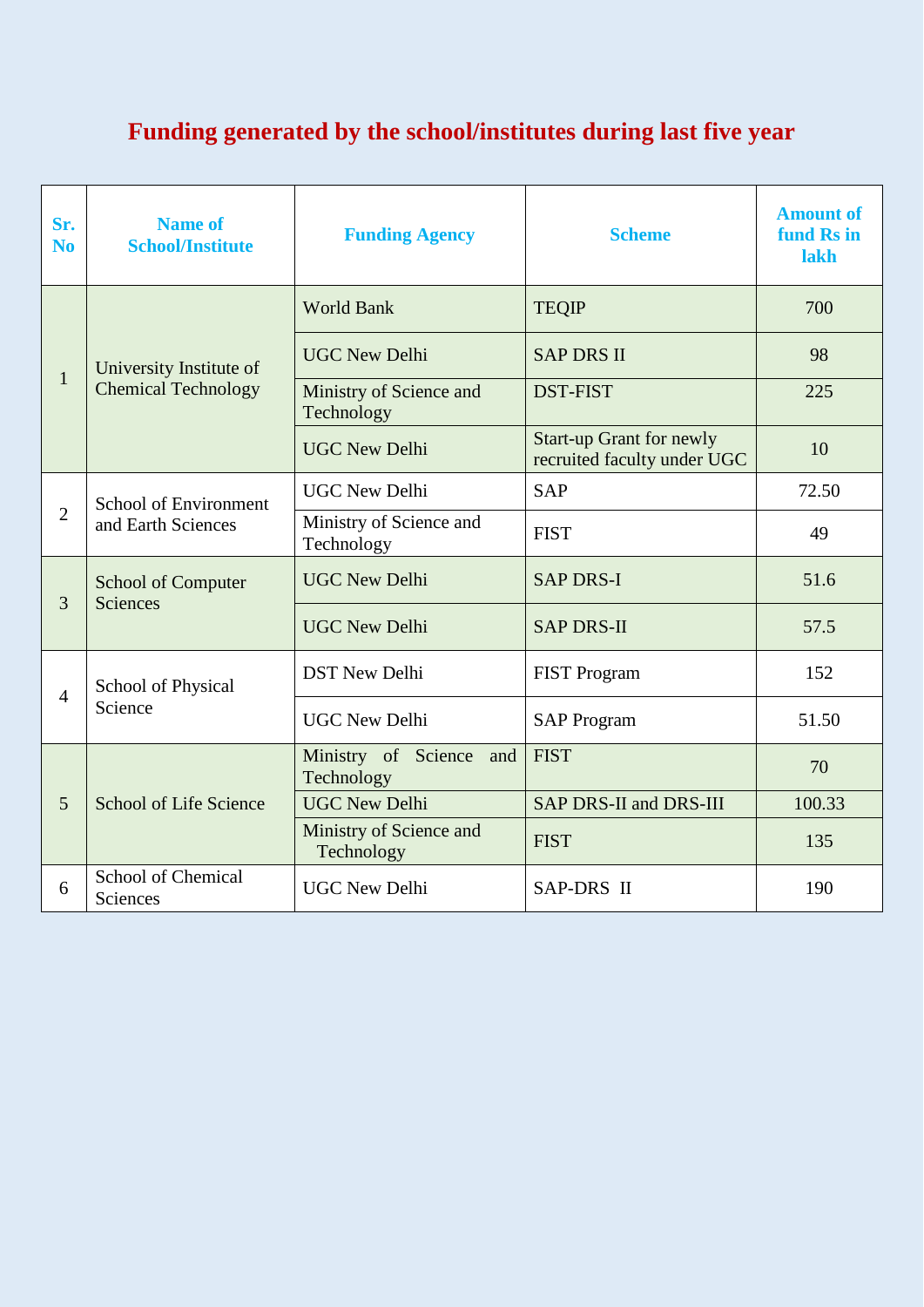# Funding generated by the school/institutes during last five year

| Sr. No | Name of School/Institute | Funding Agency | Scheme | Amount of fund Rs in lakh |
|---|---|---|---|---|
| 1 | University Institute of Chemical Technology | World Bank | TEQIP | 700 |
| | | UGC New Delhi | SAP DRS II | 98 |
| | | Ministry of Science and Technology | DST-FIST | 225 |
| | | UGC New Delhi | Start-up Grant for newly recruited faculty under UGC | 10 |
| 2 | School of Environment and Earth Sciences | UGC New Delhi | SAP | 72.50 |
| | | Ministry of Science and Technology | FIST | 49 |
| 3 | School of Computer Sciences | UGC New Delhi | SAP DRS-I | 51.6 |
| | | UGC New Delhi | SAP DRS-II | 57.5 |
| 4 | School of Physical Science | DST New Delhi | FIST Program | 152 |
| | | UGC New Delhi | SAP Program | 51.50 |
| 5 | School of Life Science | Ministry of Science and Technology | FIST | 70 |
| | | UGC New Delhi | SAP DRS-II and DRS-III | 100.33 |
| | | Ministry of Science and Technology | FIST | 135 |
| 6 | School of Chemical Sciences | UGC New Delhi | SAP-DRS II | 190 |